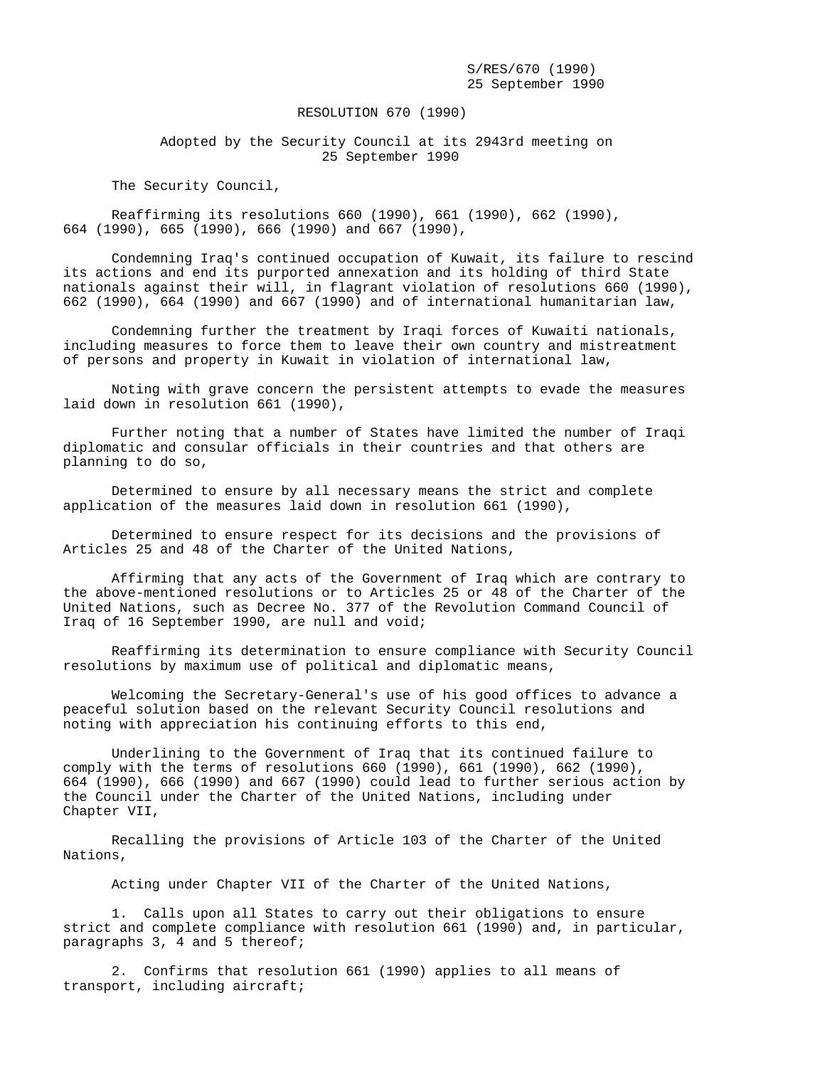S/RES/670 (1990)
25 September 1990

# RESOLUTION 670 (1990)

Adopted by the Security Council at its 2943rd meeting on 25 September 1990

The Security Council,

Reaffirming its resolutions 660 (1990), 661 (1990), 662 (1990), 664 (1990), 665 (1990), 666 (1990) and 667 (1990),

Condemning Iraq's continued occupation of Kuwait, its failure to rescind its actions and end its purported annexation and its holding of third State nationals against their will, in flagrant violation of resolutions 660 (1990), 662 (1990), 664 (1990) and 667 (1990) and of international humanitarian law,

Condemning further the treatment by Iraqi forces of Kuwaiti nationals, including measures to force them to leave their own country and mistreatment of persons and property in Kuwait in violation of international law,

Noting with grave concern the persistent attempts to evade the measures laid down in resolution 661 (1990),

Further noting that a number of States have limited the number of Iraqi diplomatic and consular officials in their countries and that others are planning to do so,

Determined to ensure by all necessary means the strict and complete application of the measures laid down in resolution 661 (1990),

Determined to ensure respect for its decisions and the provisions of Articles 25 and 48 of the Charter of the United Nations,

Affirming that any acts of the Government of Iraq which are contrary to the above-mentioned resolutions or to Articles 25 or 48 of the Charter of the United Nations, such as Decree No. 377 of the Revolution Command Council of Iraq of 16 September 1990, are null and void;

Reaffirming its determination to ensure compliance with Security Council resolutions by maximum use of political and diplomatic means,

Welcoming the Secretary-General's use of his good offices to advance a peaceful solution based on the relevant Security Council resolutions and noting with appreciation his continuing efforts to this end,

Underlining to the Government of Iraq that its continued failure to comply with the terms of resolutions 660 (1990), 661 (1990), 662 (1990), 664 (1990), 666 (1990) and 667 (1990) could lead to further serious action by the Council under the Charter of the United Nations, including under Chapter VII,

Recalling the provisions of Article 103 of the Charter of the United Nations,

Acting under Chapter VII of the Charter of the United Nations,

1. Calls upon all States to carry out their obligations to ensure strict and complete compliance with resolution 661 (1990) and, in particular, paragraphs 3, 4 and 5 thereof;

2. Confirms that resolution 661 (1990) applies to all means of transport, including aircraft;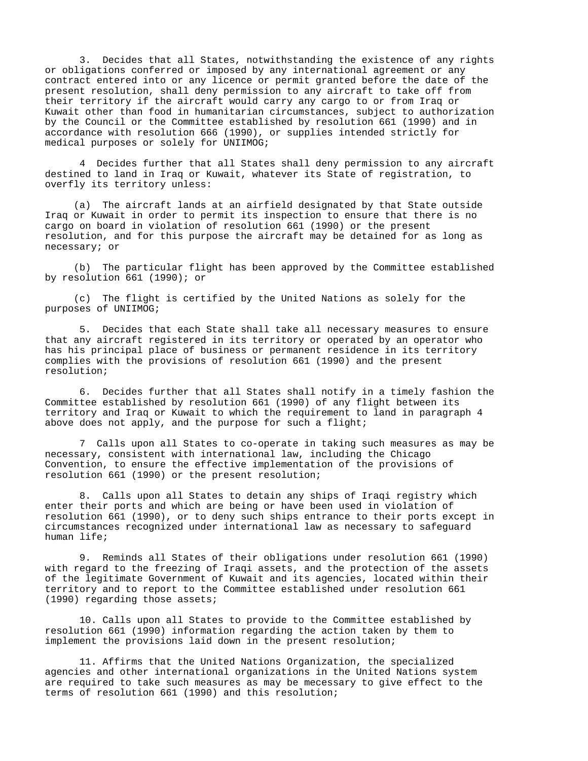3. Decides that all States, notwithstanding the existence of any rights or obligations conferred or imposed by any international agreement or any contract entered into or any licence or permit granted before the date of the present resolution, shall deny permission to any aircraft to take off from their territory if the aircraft would carry any cargo to or from Iraq or Kuwait other than food in humanitarian circumstances, subject to authorization by the Council or the Committee established by resolution 661 (1990) and in accordance with resolution 666 (1990), or supplies intended strictly for medical purposes or solely for UNIIMOG;

4 Decides further that all States shall deny permission to any aircraft destined to land in Iraq or Kuwait, whatever its State of registration, to overfly its territory unless:

(a) The aircraft lands at an airfield designated by that State outside Iraq or Kuwait in order to permit its inspection to ensure that there is no cargo on board in violation of resolution 661 (1990) or the present resolution, and for this purpose the aircraft may be detained for as long as necessary; or

(b) The particular flight has been approved by the Committee established by resolution 661 (1990); or

(c) The flight is certified by the United Nations as solely for the purposes of UNIIMOG;

5. Decides that each State shall take all necessary measures to ensure that any aircraft registered in its territory or operated by an operator who has his principal place of business or permanent residence in its territory complies with the provisions of resolution 661 (1990) and the present resolution;

6. Decides further that all States shall notify in a timely fashion the Committee established by resolution 661 (1990) of any flight between its territory and Iraq or Kuwait to which the requirement to land in paragraph 4 above does not apply, and the purpose for such a flight;

7 Calls upon all States to co-operate in taking such measures as may be necessary, consistent with international law, including the Chicago Convention, to ensure the effective implementation of the provisions of resolution 661 (1990) or the present resolution;

8. Calls upon all States to detain any ships of Iraqi registry which enter their ports and which are being or have been used in violation of resolution 661 (1990), or to deny such ships entrance to their ports except in circumstances recognized under international law as necessary to safeguard human life;

9. Reminds all States of their obligations under resolution 661 (1990) with regard to the freezing of Iraqi assets, and the protection of the assets of the legitimate Government of Kuwait and its agencies, located within their territory and to report to the Committee established under resolution 661 (1990) regarding those assets;

10. Calls upon all States to provide to the Committee established by resolution 661 (1990) information regarding the action taken by them to implement the provisions laid down in the present resolution;

11. Affirms that the United Nations Organization, the specialized agencies and other international organizations in the United Nations system are required to take such measures as may be mecessary to give effect to the terms of resolution 661 (1990) and this resolution;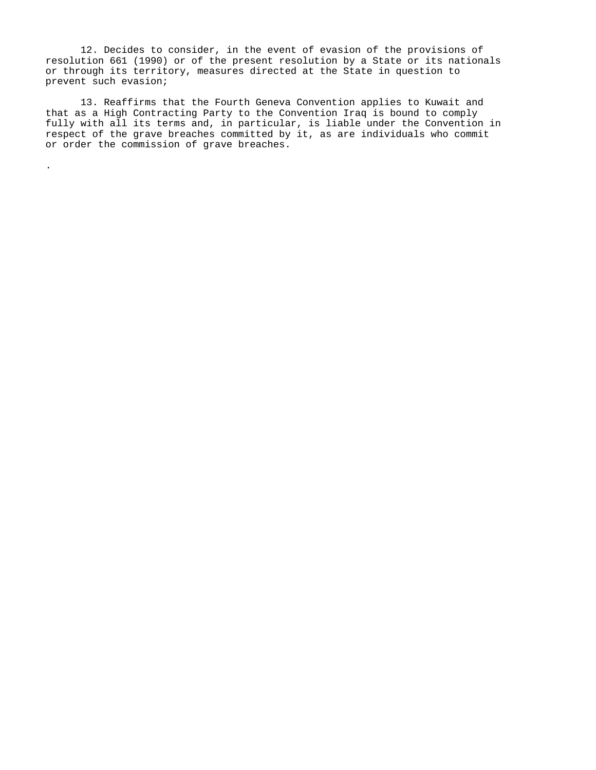12. Decides to consider, in the event of evasion of the provisions of resolution 661 (1990) or of the present resolution by a State or its nationals or through its territory, measures directed at the State in question to prevent such evasion;

13. Reaffirms that the Fourth Geneva Convention applies to Kuwait and that as a High Contracting Party to the Convention Iraq is bound to comply fully with all its terms and, in particular, is liable under the Convention in respect of the grave breaches committed by it, as are individuals who commit or order the commission of grave breaches.

.